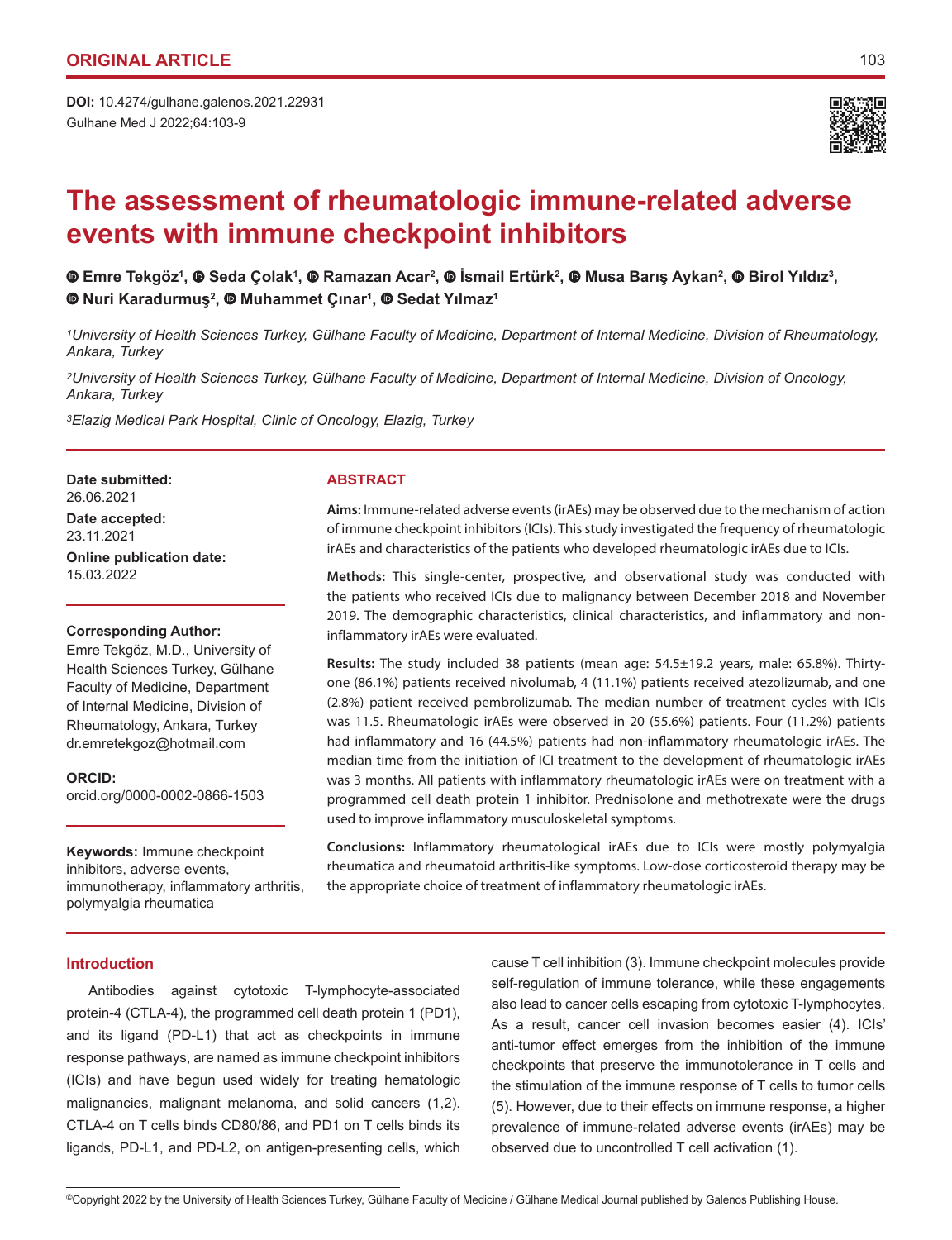ORIGINAL ARTICLE

**DOI:** 10.4274/gulhane.galenos.2021.22931

# The assessment of rheumatologic immune-related adverse events with immune checkpoint inhibitors

**Emre Tekgöz[1], Seda Çolak[1], Ramazan Acar[2], İsmail Ertürk[2], Musa Barış Aykan[2], Birol Yıldız[3], Nuri Karadurmuş[2], Muhammet Çınar[1], Sedat Yılmaz[1]**

*[1]University of Health Sciences Turkey, Gülhane Faculty of Medicine, Department of Internal Medicine, Division of Rheumatology, Ankara, Turkey*

*[2]University of Health Sciences Turkey, Gülhane Faculty of Medicine, Department of Internal Medicine, Division of Oncology, Ankara, Turkey*

*[3]Elazig Medical Park Hospital, Clinic of Oncology, Elazig, Turkey*

**Date submitted:**
26.06.2021

**Date accepted:**
23.11.2021

**Online publication date:**
15.03.2022

**Corresponding Author:**
Emre Tekgöz, M.D., University of Health Sciences Turkey, Gülhane Faculty of Medicine, Department of Internal Medicine, Division of Rheumatology, Ankara, Turkey
dr.emretekgoz@hotmail.com

**ORCID:**
orcid.org/0000-0002-0866-1503

**Keywords:** Immune checkpoint inhibitors, adverse events, immunotherapy, inflammatory arthritis, polymyalgia rheumatica

## ABSTRACT

**Aims:** Immune-related adverse events (irAEs) may be observed due to the mechanism of action of immune checkpoint inhibitors (ICIs). This study investigated the frequency of rheumatologic irAEs and characteristics of the patients who developed rheumatologic irAEs due to ICIs.

**Methods:** This single-center, prospective, and observational study was conducted with the patients who received ICIs due to malignancy between December 2018 and November 2019. The demographic characteristics, clinical characteristics, and inflammatory and non-inflammatory irAEs were evaluated.

**Results:** The study included 38 patients (mean age: 54.5±19.2 years, male: 65.8%). Thirty-one (86.1%) patients received nivolumab, 4 (11.1%) patients received atezolizumab, and one (2.8%) patient received pembrolizumab. The median number of treatment cycles with ICIs was 11.5. Rheumatologic irAEs were observed in 20 (55.6%) patients. Four (11.2%) patients had inflammatory and 16 (44.5%) patients had non-inflammatory rheumatologic irAEs. The median time from the initiation of ICI treatment to the development of rheumatologic irAEs was 3 months. All patients with inflammatory rheumatologic irAEs were on treatment with a programmed cell death protein 1 inhibitor. Prednisolone and methotrexate were the drugs used to improve inflammatory musculoskeletal symptoms.

**Conclusions:** Inflammatory rheumatological irAEs due to ICIs were mostly polymyalgia rheumatica and rheumatoid arthritis-like symptoms. Low-dose corticosteroid therapy may be the appropriate choice of treatment of inflammatory rheumatologic irAEs.

## Introduction

Antibodies against cytotoxic T-lymphocyte-associated protein-4 (CTLA-4), the programmed cell death protein 1 (PD1), and its ligand (PD-L1) that act as checkpoints in immune response pathways, are named as immune checkpoint inhibitors (ICIs) and have begun used widely for treating hematologic malignancies, malignant melanoma, and solid cancers (1,2). CTLA-4 on T cells binds CD80/86, and PD1 on T cells binds its ligands, PD-L1, and PD-L2, on antigen-presenting cells, which cause T cell inhibition (3). Immune checkpoint molecules provide self-regulation of immune tolerance, while these engagements also lead to cancer cells escaping from cytotoxic T-lymphocytes. As a result, cancer cell invasion becomes easier (4). ICIs' anti-tumor effect emerges from the inhibition of the immune checkpoints that preserve the immunotolerance in T cells and the stimulation of the immune response of T cells to tumor cells (5). However, due to their effects on immune response, a higher prevalence of immune-related adverse events (irAEs) may be observed due to uncontrolled T cell activation (1).

©Copyright 2022 by the University of Health Sciences Turkey, Gülhane Faculty of Medicine / Gülhane Medical Journal published by Galenos Publishing House.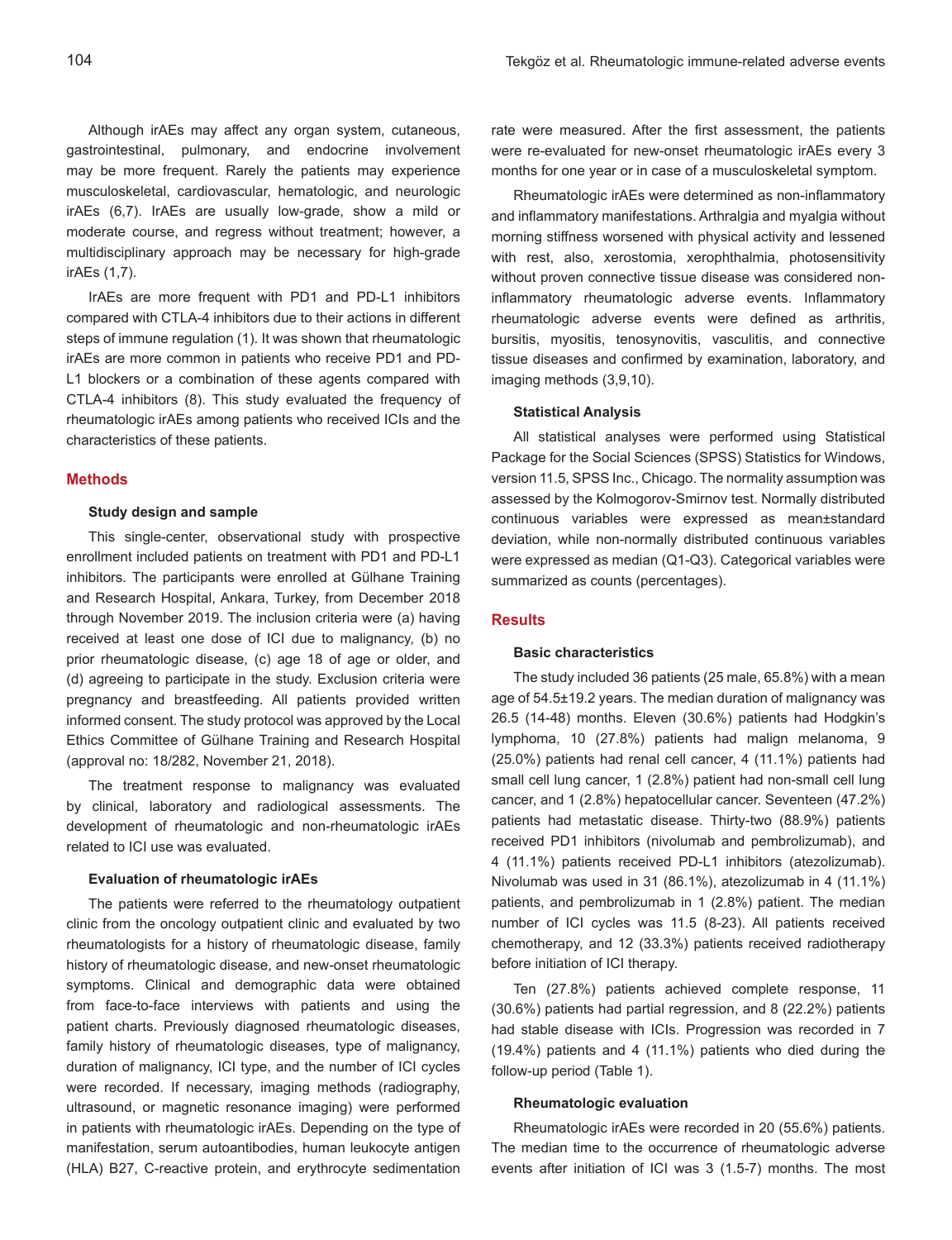Although irAEs may affect any organ system, cutaneous, gastrointestinal, pulmonary, and endocrine involvement may be more frequent. Rarely the patients may experience musculoskeletal, cardiovascular, hematologic, and neurologic irAEs (6,7). IrAEs are usually low-grade, show a mild or moderate course, and regress without treatment; however, a multidisciplinary approach may be necessary for high-grade irAEs (1,7).

IrAEs are more frequent with PD1 and PD-L1 inhibitors compared with CTLA-4 inhibitors due to their actions in different steps of immune regulation (1). It was shown that rheumatologic irAEs are more common in patients who receive PD1 and PD-L1 blockers or a combination of these agents compared with CTLA-4 inhibitors (8). This study evaluated the frequency of rheumatologic irAEs among patients who received ICIs and the characteristics of these patients.

## Methods

### Study design and sample

This single-center, observational study with prospective enrollment included patients on treatment with PD1 and PD-L1 inhibitors. The participants were enrolled at Gülhane Training and Research Hospital, Ankara, Turkey, from December 2018 through November 2019. The inclusion criteria were (a) having received at least one dose of ICI due to malignancy, (b) no prior rheumatologic disease, (c) age 18 of age or older, and (d) agreeing to participate in the study. Exclusion criteria were pregnancy and breastfeeding. All patients provided written informed consent. The study protocol was approved by the Local Ethics Committee of Gülhane Training and Research Hospital (approval no: 18/282, November 21, 2018).

The treatment response to malignancy was evaluated by clinical, laboratory and radiological assessments. The development of rheumatologic and non-rheumatologic irAEs related to ICI use was evaluated.

### Evaluation of rheumatologic irAEs

The patients were referred to the rheumatology outpatient clinic from the oncology outpatient clinic and evaluated by two rheumatologists for a history of rheumatologic disease, family history of rheumatologic disease, and new-onset rheumatologic symptoms. Clinical and demographic data were obtained from face-to-face interviews with patients and using the patient charts. Previously diagnosed rheumatologic diseases, family history of rheumatologic diseases, type of malignancy, duration of malignancy, ICI type, and the number of ICI cycles were recorded. If necessary, imaging methods (radiography, ultrasound, or magnetic resonance imaging) were performed in patients with rheumatologic irAEs. Depending on the type of manifestation, serum autoantibodies, human leukocyte antigen (HLA) B27, C-reactive protein, and erythrocyte sedimentation rate were measured. After the first assessment, the patients were re-evaluated for new-onset rheumatologic irAEs every 3 months for one year or in case of a musculoskeletal symptom.

Rheumatologic irAEs were determined as non-inflammatory and inflammatory manifestations. Arthralgia and myalgia without morning stiffness worsened with physical activity and lessened with rest, also, xerostomia, xerophthalmia, photosensitivity without proven connective tissue disease was considered non-inflammatory rheumatologic adverse events. Inflammatory rheumatologic adverse events were defined as arthritis, bursitis, myositis, tenosynovitis, vasculitis, and connective tissue diseases and confirmed by examination, laboratory, and imaging methods (3,9,10).

### Statistical Analysis

All statistical analyses were performed using Statistical Package for the Social Sciences (SPSS) Statistics for Windows, version 11.5, SPSS Inc., Chicago. The normality assumption was assessed by the Kolmogorov-Smirnov test. Normally distributed continuous variables were expressed as mean±standard deviation, while non-normally distributed continuous variables were expressed as median (Q1-Q3). Categorical variables were summarized as counts (percentages).

## Results

### Basic characteristics

The study included 36 patients (25 male, 65.8%) with a mean age of 54.5±19.2 years. The median duration of malignancy was 26.5 (14-48) months. Eleven (30.6%) patients had Hodgkin's lymphoma, 10 (27.8%) patients had malign melanoma, 9 (25.0%) patients had renal cell cancer, 4 (11.1%) patients had small cell lung cancer, 1 (2.8%) patient had non-small cell lung cancer, and 1 (2.8%) hepatocellular cancer. Seventeen (47.2%) patients had metastatic disease. Thirty-two (88.9%) patients received PD1 inhibitors (nivolumab and pembrolizumab), and 4 (11.1%) patients received PD-L1 inhibitors (atezolizumab). Nivolumab was used in 31 (86.1%), atezolizumab in 4 (11.1%) patients, and pembrolizumab in 1 (2.8%) patient. The median number of ICI cycles was 11.5 (8-23). All patients received chemotherapy, and 12 (33.3%) patients received radiotherapy before initiation of ICI therapy.

Ten (27.8%) patients achieved complete response, 11 (30.6%) patients had partial regression, and 8 (22.2%) patients had stable disease with ICIs. Progression was recorded in 7 (19.4%) patients and 4 (11.1%) patients who died during the follow-up period (Table 1).

### Rheumatologic evaluation

Rheumatologic irAEs were recorded in 20 (55.6%) patients. The median time to the occurrence of rheumatologic adverse events after initiation of ICI was 3 (1.5-7) months. The most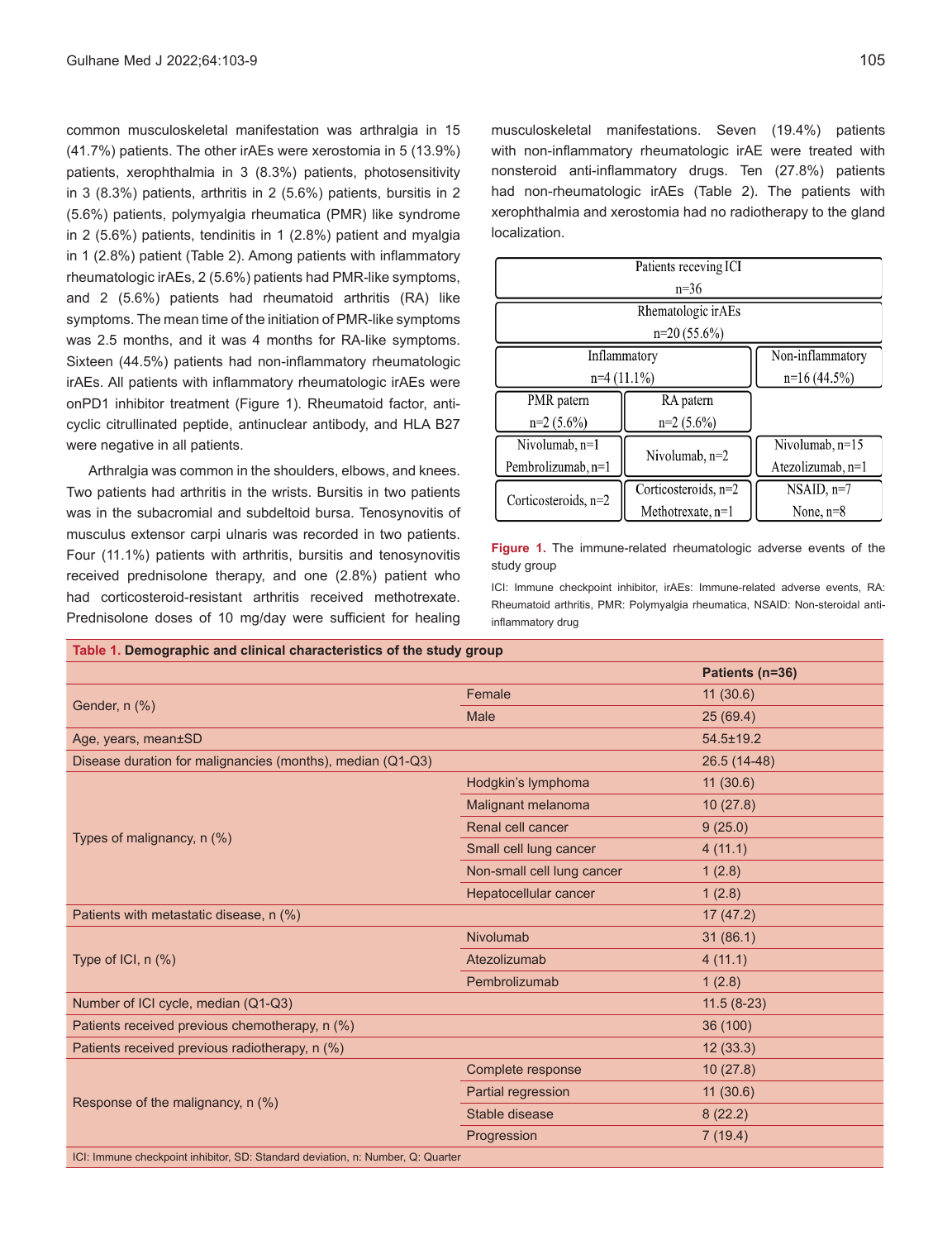common musculoskeletal manifestation was arthralgia in 15 (41.7%) patients. The other irAEs were xerostomia in 5 (13.9%) patients, xerophthalmia in 3 (8.3%) patients, photosensitivity in 3 (8.3%) patients, arthritis in 2 (5.6%) patients, bursitis in 2 (5.6%) patients, polymyalgia rheumatica (PMR) like syndrome in 2 (5.6%) patients, tendinitis in 1 (2.8%) patient and myalgia in 1 (2.8%) patient (Table 2). Among patients with inflammatory rheumatologic irAEs, 2 (5.6%) patients had PMR-like symptoms, and 2 (5.6%) patients had rheumatoid arthritis (RA) like symptoms. The mean time of the initiation of PMR-like symptoms was 2.5 months, and it was 4 months for RA-like symptoms. Sixteen (44.5%) patients had non-inflammatory rheumatologic irAEs. All patients with inflammatory rheumatologic irAEs were onPD1 inhibitor treatment (Figure 1). Rheumatoid factor, anti-cyclic citrullinated peptide, antinuclear antibody, and HLA B27 were negative in all patients.

Arthralgia was common in the shoulders, elbows, and knees. Two patients had arthritis in the wrists. Bursitis in two patients was in the subacromial and subdeltoid bursa. Tenosynovitis of musculus extensor carpi ulnaris was recorded in two patients. Four (11.1%) patients with arthritis, bursitis and tenosynovitis received prednisolone therapy, and one (2.8%) patient who had corticosteroid-resistant arthritis received methotrexate. Prednisolone doses of 10 mg/day were sufficient for healing musculoskeletal manifestations. Seven (19.4%) patients with non-inflammatory rheumatologic irAE were treated with nonsteroid anti-inflammatory drugs. Ten (27.8%) patients had non-rheumatologic irAEs (Table 2). The patients with xerophthalmia and xerostomia had no radiotherapy to the gland localization.

| Patients receving ICI n=36 | | |
|---|---|---|
| Rhematologic irAEs n=20 (55.6%) | | |
| Inflammatory n=4 (11.1%) | | Non-inflammatory n=16 (44.5%) |
| PMR patern n=2 (5.6%) | RA pattern n=2 (5.6%) | |
| Nivolumab, n=1 Pembrolizumab, n=1 | Nivolumab, n=2 | Nivolumab, n=15 Atezolizumab, n=1 |
| Corticosteroids, n=2 | Corticosteroids, n=2 Methotrexate, n=1 | NSAID, n=7 None, n=8 |

**Figure 1.** The immune-related rheumatologic adverse events of the study group

ICI: Immune checkpoint inhibitor, irAEs: Immune-related adverse events, RA: Rheumatoid arthritis, PMR: Polymyalgia rheumatica, NSAID: Non-steroidal anti-inflammatory drug

**Table 1. Demographic and clinical characteristics of the study group**

| | | Patients (n=36) |
|---|---|---|
| Gender, n (%) | Female | 11 (30.6) |
| | Male | 25 (69.4) |
| Age, years, mean±SD | | 54.5±19.2 |
| Disease duration for malignancies (months), median (Q1-Q3) | | 26.5 (14-48) |
| Types of malignancy, n (%) | Hodgkin's lymphoma | 11 (30.6) |
| | Malignant melanoma | 10 (27.8) |
| | Renal cell cancer | 9 (25.0) |
| | Small cell lung cancer | 4 (11.1) |
| | Non-small cell lung cancer | 1 (2.8) |
| | Hepatocellular cancer | 1 (2.8) |
| Patients with metastatic disease, n (%) | | 17 (47.2) |
| Type of ICI, n (%) | Nivolumab | 31 (86.1) |
| | Atezolizumab | 4 (11.1) |
| | Pembrolizumab | 1 (2.8) |
| Number of ICI cycle, median (Q1-Q3) | | 11.5 (8-23) |
| Patients received previous chemotherapy, n (%) | | 36 (100) |
| Patients received previous radiotherapy, n (%) | | 12 (33.3) |
| Response of the malignancy, n (%) | Complete response | 10 (27.8) |
| | Partial regression | 11 (30.6) |
| | Stable disease | 8 (22.2) |
| | Progression | 7 (19.4) |

ICI: Immune checkpoint inhibitor, SD: Standard deviation, n: Number, Q: Quarter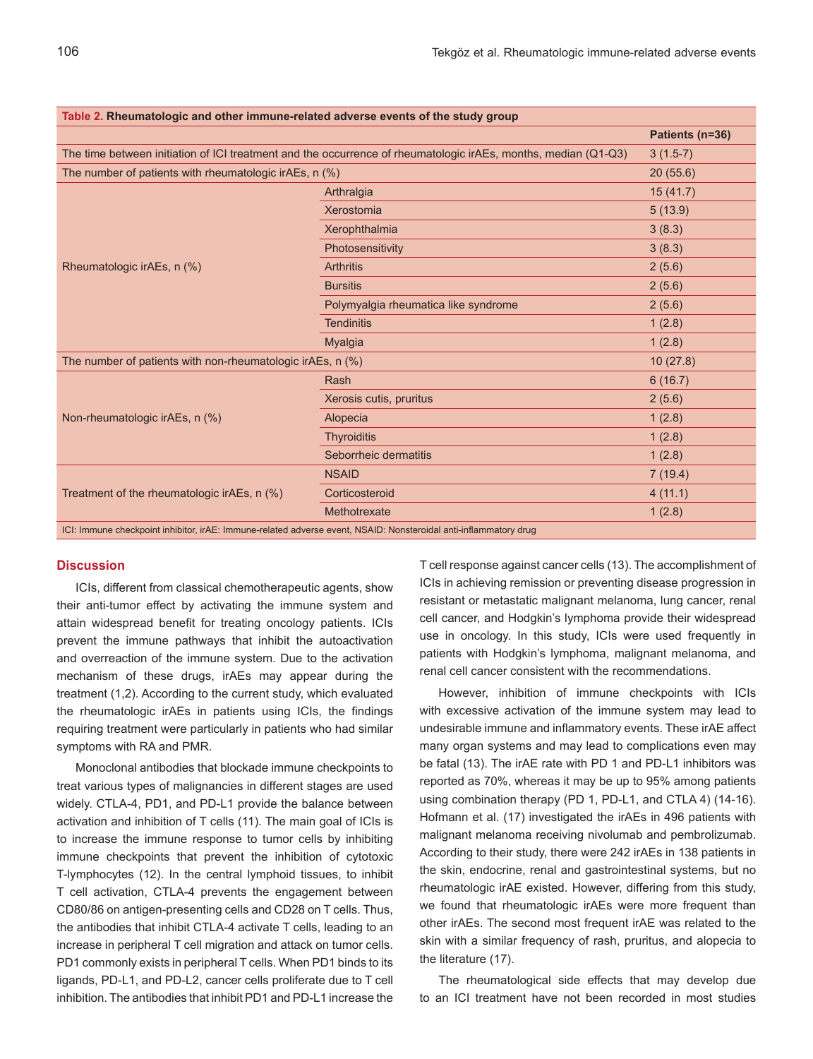**Table 2. Rheumatologic and other immune-related adverse events of the study group**

| | | Patients (n=36) |
|---|---|---|
| The time between initiation of ICI treatment and the occurrence of rheumatologic irAEs, months, median (Q1-Q3) | | 3 (1.5-7) |
| The number of patients with rheumatologic irAEs, n (%) | | 20 (55.6) |
| Rheumatologic irAEs, n (%) | Arthralgia | 15 (41.7) |
| | Xerostomia | 5 (13.9) |
| | Xerophthalmia | 3 (8.3) |
| | Photosensitivity | 3 (8.3) |
| | Arthritis | 2 (5.6) |
| | Bursitis | 2 (5.6) |
| | Polymyalgia rheumatica like syndrome | 2 (5.6) |
| | Tendinitis | 1 (2.8) |
| | Myalgia | 1 (2.8) |
| The number of patients with non-rheumatologic irAEs, n (%) | | 10 (27.8) |
| Non-rheumatologic irAEs, n (%) | Rash | 6 (16.7) |
| | Xerosis cutis, pruritus | 2 (5.6) |
| | Alopecia | 1 (2.8) |
| | Thyroiditis | 1 (2.8) |
| | Seborrheic dermatitis | 1 (2.8) |
| Treatment of the rheumatologic irAEs, n (%) | NSAID | 7 (19.4) |
| | Corticosteroid | 4 (11.1) |
| | Methotrexate | 1 (2.8) |

ICI: Immune checkpoint inhibitor, irAE: Immune-related adverse event, NSAID: Nonsteroidal anti-inflammatory drug

## Discussion

ICIs, different from classical chemotherapeutic agents, show their anti-tumor effect by activating the immune system and attain widespread benefit for treating oncology patients. ICIs prevent the immune pathways that inhibit the autoactivation and overreaction of the immune system. Due to the activation mechanism of these drugs, irAEs may appear during the treatment (1,2). According to the current study, which evaluated the rheumatologic irAEs in patients using ICIs, the findings requiring treatment were particularly in patients who had similar symptoms with RA and PMR.

Monoclonal antibodies that blockade immune checkpoints to treat various types of malignancies in different stages are used widely. CTLA-4, PD1, and PD-L1 provide the balance between activation and inhibition of T cells (11). The main goal of ICIs is to increase the immune response to tumor cells by inhibiting immune checkpoints that prevent the inhibition of cytotoxic T-lymphocytes (12). In the central lymphoid tissues, to inhibit T cell activation, CTLA-4 prevents the engagement between CD80/86 on antigen-presenting cells and CD28 on T cells. Thus, the antibodies that inhibit CTLA-4 activate T cells, leading to an increase in peripheral T cell migration and attack on tumor cells. PD1 commonly exists in peripheral T cells. When PD1 binds to its ligands, PD-L1, and PD-L2, cancer cells proliferate due to T cell inhibition. The antibodies that inhibit PD1 and PD-L1 increase the T cell response against cancer cells (13). The accomplishment of ICIs in achieving remission or preventing disease progression in resistant or metastatic malignant melanoma, lung cancer, renal cell cancer, and Hodgkin's lymphoma provide their widespread use in oncology. In this study, ICIs were used frequently in patients with Hodgkin's lymphoma, malignant melanoma, and renal cell cancer consistent with the recommendations.

However, inhibition of immune checkpoints with ICIs with excessive activation of the immune system may lead to undesirable immune and inflammatory events. These irAE affect many organ systems and may lead to complications even may be fatal (13). The irAE rate with PD 1 and PD-L1 inhibitors was reported as 70%, whereas it may be up to 95% among patients using combination therapy (PD 1, PD-L1, and CTLA 4) (14-16). Hofmann et al. (17) investigated the irAEs in 496 patients with malignant melanoma receiving nivolumab and pembrolizumab. According to their study, there were 242 irAEs in 138 patients in the skin, endocrine, renal and gastrointestinal systems, but no rheumatologic irAE existed. However, differing from this study, we found that rheumatologic irAEs were more frequent than other irAEs. The second most frequent irAE was related to the skin with a similar frequency of rash, pruritus, and alopecia to the literature (17).

The rheumatological side effects that may develop due to an ICI treatment have not been recorded in most studies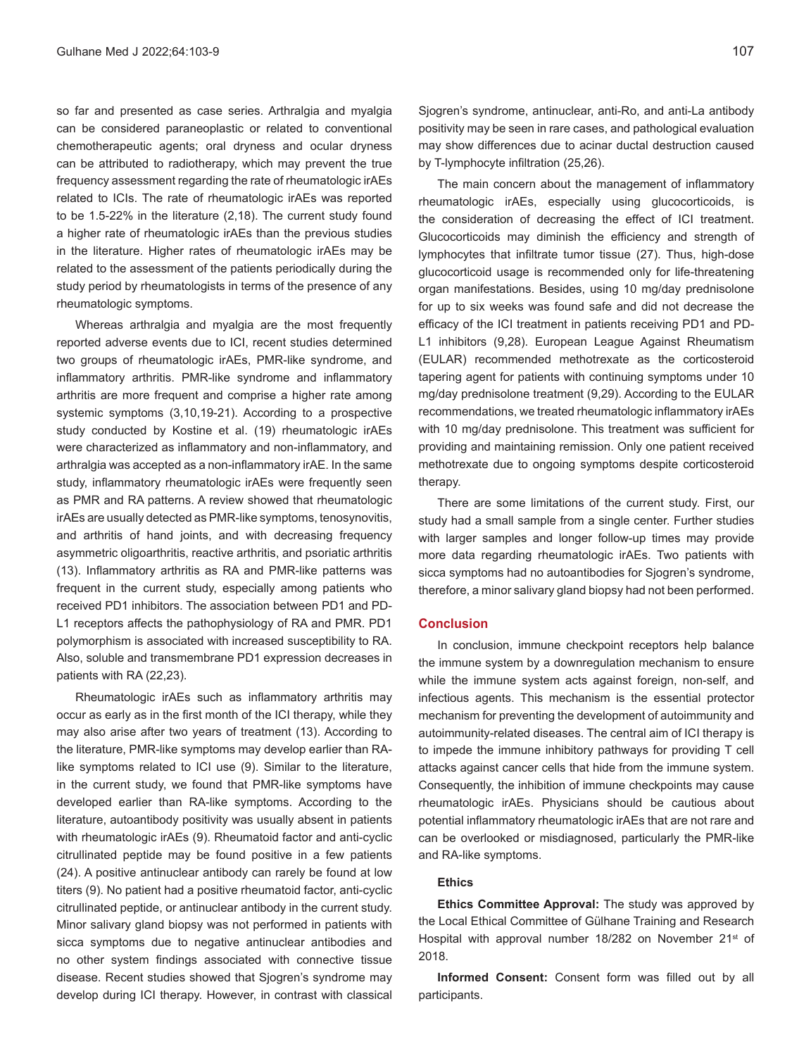so far and presented as case series. Arthralgia and myalgia can be considered paraneoplastic or related to conventional chemotherapeutic agents; oral dryness and ocular dryness can be attributed to radiotherapy, which may prevent the true frequency assessment regarding the rate of rheumatologic irAEs related to ICIs. The rate of rheumatologic irAEs was reported to be 1.5-22% in the literature (2,18). The current study found a higher rate of rheumatologic irAEs than the previous studies in the literature. Higher rates of rheumatologic irAEs may be related to the assessment of the patients periodically during the study period by rheumatologists in terms of the presence of any rheumatologic symptoms.

Whereas arthralgia and myalgia are the most frequently reported adverse events due to ICI, recent studies determined two groups of rheumatologic irAEs, PMR-like syndrome, and inflammatory arthritis. PMR-like syndrome and inflammatory arthritis are more frequent and comprise a higher rate among systemic symptoms (3,10,19-21). According to a prospective study conducted by Kostine et al. (19) rheumatologic irAEs were characterized as inflammatory and non-inflammatory, and arthralgia was accepted as a non-inflammatory irAE. In the same study, inflammatory rheumatologic irAEs were frequently seen as PMR and RA patterns. A review showed that rheumatologic irAEs are usually detected as PMR-like symptoms, tenosynovitis, and arthritis of hand joints, and with decreasing frequency asymmetric oligoarthritis, reactive arthritis, and psoriatic arthritis (13). Inflammatory arthritis as RA and PMR-like patterns was frequent in the current study, especially among patients who received PD1 inhibitors. The association between PD1 and PD-L1 receptors affects the pathophysiology of RA and PMR. PD1 polymorphism is associated with increased susceptibility to RA. Also, soluble and transmembrane PD1 expression decreases in patients with RA (22,23).

Rheumatologic irAEs such as inflammatory arthritis may occur as early as in the first month of the ICI therapy, while they may also arise after two years of treatment (13). According to the literature, PMR-like symptoms may develop earlier than RA-like symptoms related to ICI use (9). Similar to the literature, in the current study, we found that PMR-like symptoms have developed earlier than RA-like symptoms. According to the literature, autoantibody positivity was usually absent in patients with rheumatologic irAEs (9). Rheumatoid factor and anti-cyclic citrullinated peptide may be found positive in a few patients (24). A positive antinuclear antibody can rarely be found at low titers (9). No patient had a positive rheumatoid factor, anti-cyclic citrullinated peptide, or antinuclear antibody in the current study. Minor salivary gland biopsy was not performed in patients with sicca symptoms due to negative antinuclear antibodies and no other system findings associated with connective tissue disease. Recent studies showed that Sjogren's syndrome may develop during ICI therapy. However, in contrast with classical Sjogren's syndrome, antinuclear, anti-Ro, and anti-La antibody positivity may be seen in rare cases, and pathological evaluation may show differences due to acinar ductal destruction caused by T-lymphocyte infiltration (25,26).

The main concern about the management of inflammatory rheumatologic irAEs, especially using glucocorticoids, is the consideration of decreasing the effect of ICI treatment. Glucocorticoids may diminish the efficiency and strength of lymphocytes that infiltrate tumor tissue (27). Thus, high-dose glucocorticoid usage is recommended only for life-threatening organ manifestations. Besides, using 10 mg/day prednisolone for up to six weeks was found safe and did not decrease the efficacy of the ICI treatment in patients receiving PD1 and PD-L1 inhibitors (9,28). European League Against Rheumatism (EULAR) recommended methotrexate as the corticosteroid tapering agent for patients with continuing symptoms under 10 mg/day prednisolone treatment (9,29). According to the EULAR recommendations, we treated rheumatologic inflammatory irAEs with 10 mg/day prednisolone. This treatment was sufficient for providing and maintaining remission. Only one patient received methotrexate due to ongoing symptoms despite corticosteroid therapy.

There are some limitations of the current study. First, our study had a small sample from a single center. Further studies with larger samples and longer follow-up times may provide more data regarding rheumatologic irAEs. Two patients with sicca symptoms had no autoantibodies for Sjogren's syndrome, therefore, a minor salivary gland biopsy had not been performed.

## Conclusion

In conclusion, immune checkpoint receptors help balance the immune system by a downregulation mechanism to ensure while the immune system acts against foreign, non-self, and infectious agents. This mechanism is the essential protector mechanism for preventing the development of autoimmunity and autoimmunity-related diseases. The central aim of ICI therapy is to impede the immune inhibitory pathways for providing T cell attacks against cancer cells that hide from the immune system. Consequently, the inhibition of immune checkpoints may cause rheumatologic irAEs. Physicians should be cautious about potential inflammatory rheumatologic irAEs that are not rare and can be overlooked or misdiagnosed, particularly the PMR-like and RA-like symptoms.

### Ethics

**Ethics Committee Approval:** The study was approved by the Local Ethical Committee of Gülhane Training and Research Hospital with approval number 18/282 on November 21st of 2018.

**Informed Consent:** Consent form was filled out by all participants.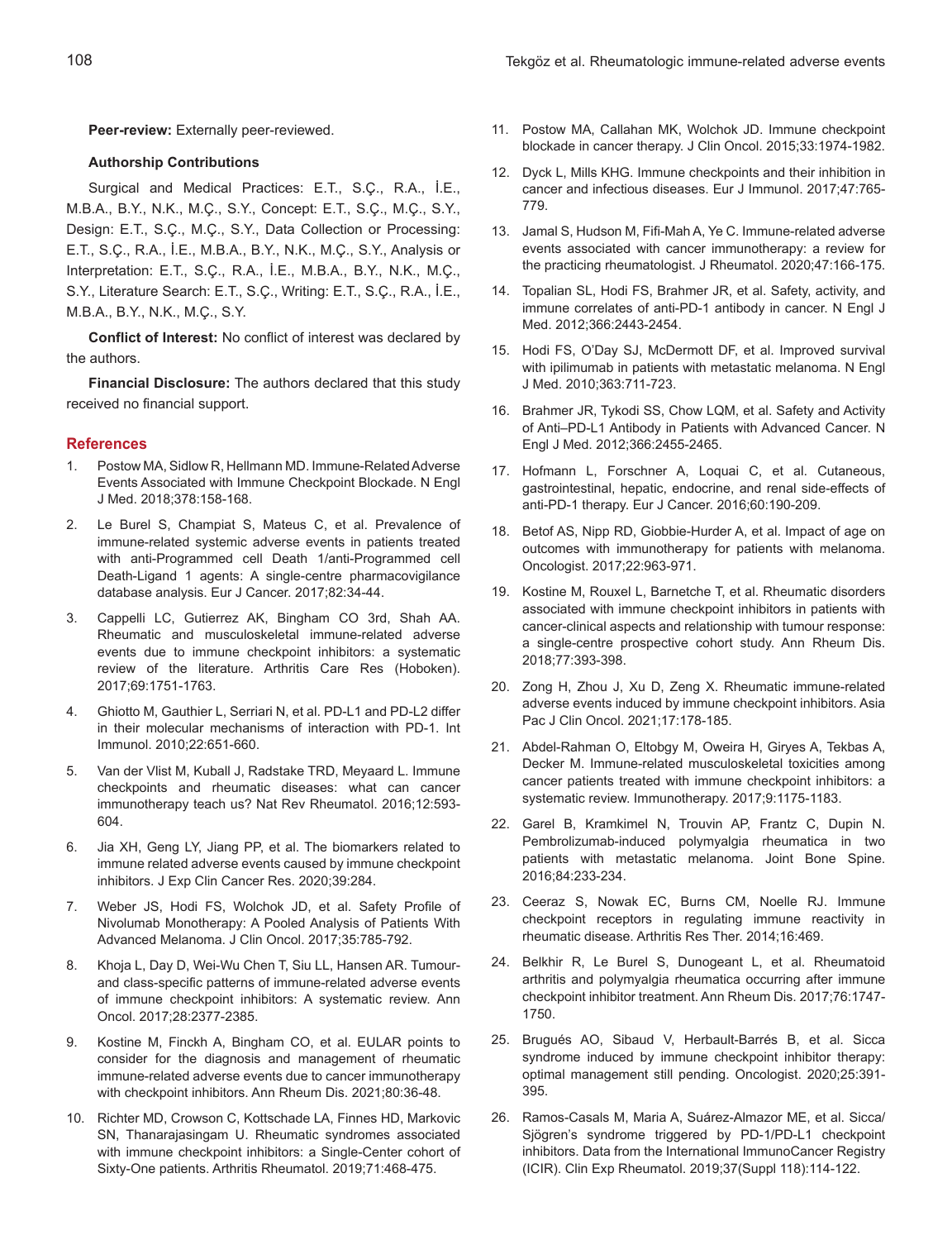**Peer-review:** Externally peer-reviewed.

**Authorship Contributions**

Surgical and Medical Practices: E.T., S.Ç., R.A., İ.E., M.B.A., B.Y., N.K., M.Ç., S.Y., Concept: E.T., S.Ç., M.Ç., S.Y., Design: E.T., S.Ç., M.Ç., S.Y., Data Collection or Processing: E.T., S.Ç., R.A., İ.E., M.B.A., B.Y., N.K., M.Ç., S.Y., Analysis or Interpretation: E.T., S.Ç., R.A., İ.E., M.B.A., B.Y., N.K., M.Ç., S.Y., Literature Search: E.T., S.Ç., Writing: E.T., S.Ç., R.A., İ.E., M.B.A., B.Y., N.K., M.Ç., S.Y.

**Conflict of Interest:** No conflict of interest was declared by the authors.

**Financial Disclosure:** The authors declared that this study received no financial support.

## References

1. Postow MA, Sidlow R, Hellmann MD. Immune-Related Adverse Events Associated with Immune Checkpoint Blockade. N Engl J Med. 2018;378:158-168.
2. Le Burel S, Champiat S, Mateus C, et al. Prevalence of immune-related systemic adverse events in patients treated with anti-Programmed cell Death 1/anti-Programmed cell Death-Ligand 1 agents: A single-centre pharmacovigilance database analysis. Eur J Cancer. 2017;82:34-44.
3. Cappelli LC, Gutierrez AK, Bingham CO 3rd, Shah AA. Rheumatic and musculoskeletal immune-related adverse events due to immune checkpoint inhibitors: a systematic review of the literature. Arthritis Care Res (Hoboken). 2017;69:1751-1763.
4. Ghiotto M, Gauthier L, Serriari N, et al. PD-L1 and PD-L2 differ in their molecular mechanisms of interaction with PD-1. Int Immunol. 2010;22:651-660.
5. Van der Vlist M, Kuball J, Radstake TRD, Meyaard L. Immune checkpoints and rheumatic diseases: what can cancer immunotherapy teach us? Nat Rev Rheumatol. 2016;12:593-604.
6. Jia XH, Geng LY, Jiang PP, et al. The biomarkers related to immune related adverse events caused by immune checkpoint inhibitors. J Exp Clin Cancer Res. 2020;39:284.
7. Weber JS, Hodi FS, Wolchok JD, et al. Safety Profile of Nivolumab Monotherapy: A Pooled Analysis of Patients With Advanced Melanoma. J Clin Oncol. 2017;35:785-792.
8. Khoja L, Day D, Wei-Wu Chen T, Siu LL, Hansen AR. Tumour- and class-specific patterns of immune-related adverse events of immune checkpoint inhibitors: A systematic review. Ann Oncol. 2017;28:2377-2385.
9. Kostine M, Finckh A, Bingham CO, et al. EULAR points to consider for the diagnosis and management of rheumatic immune-related adverse events due to cancer immunotherapy with checkpoint inhibitors. Ann Rheum Dis. 2021;80:36-48.
10. Richter MD, Crowson C, Kottschade LA, Finnes HD, Markovic SN, Thanarajasingam U. Rheumatic syndromes associated with immune checkpoint inhibitors: a Single-Center cohort of Sixty-One patients. Arthritis Rheumatol. 2019;71:468-475.
11. Postow MA, Callahan MK, Wolchok JD. Immune checkpoint blockade in cancer therapy. J Clin Oncol. 2015;33:1974-1982.
12. Dyck L, Mills KHG. Immune checkpoints and their inhibition in cancer and infectious diseases. Eur J Immunol. 2017;47:765-779.
13. Jamal S, Hudson M, Fifi-Mah A, Ye C. Immune-related adverse events associated with cancer immunotherapy: a review for the practicing rheumatologist. J Rheumatol. 2020;47:166-175.
14. Topalian SL, Hodi FS, Brahmer JR, et al. Safety, activity, and immune correlates of anti-PD-1 antibody in cancer. N Engl J Med. 2012;366:2443-2454.
15. Hodi FS, O'Day SJ, McDermott DF, et al. Improved survival with ipilimumab in patients with metastatic melanoma. N Engl J Med. 2010;363:711-723.
16. Brahmer JR, Tykodi SS, Chow LQM, et al. Safety and Activity of Anti–PD-L1 Antibody in Patients with Advanced Cancer. N Engl J Med. 2012;366:2455-2465.
17. Hofmann L, Forschner A, Loquai C, et al. Cutaneous, gastrointestinal, hepatic, endocrine, and renal side-effects of anti-PD-1 therapy. Eur J Cancer. 2016;60:190-209.
18. Betof AS, Nipp RD, Giobbie-Hurder A, et al. Impact of age on outcomes with immunotherapy for patients with melanoma. Oncologist. 2017;22:963-971.
19. Kostine M, Rouxel L, Barnetche T, et al. Rheumatic disorders associated with immune checkpoint inhibitors in patients with cancer-clinical aspects and relationship with tumour response: a single-centre prospective cohort study. Ann Rheum Dis. 2018;77:393-398.
20. Zong H, Zhou J, Xu D, Zeng X. Rheumatic immune-related adverse events induced by immune checkpoint inhibitors. Asia Pac J Clin Oncol. 2021;17:178-185.
21. Abdel-Rahman O, Eltobgy M, Oweira H, Giryes A, Tekbas A, Decker M. Immune-related musculoskeletal toxicities among cancer patients treated with immune checkpoint inhibitors: a systematic review. Immunotherapy. 2017;9:1175-1183.
22. Garel B, Kramkimel N, Trouvin AP, Frantz C, Dupin N. Pembrolizumab-induced polymyalgia rheumatica in two patients with metastatic melanoma. Joint Bone Spine. 2016;84:233-234.
23. Ceeraz S, Nowak EC, Burns CM, Noelle RJ. Immune checkpoint receptors in regulating immune reactivity in rheumatic disease. Arthritis Res Ther. 2014;16:469.
24. Belkhir R, Le Burel S, Dunogeant L, et al. Rheumatoid arthritis and polymyalgia rheumatica occurring after immune checkpoint inhibitor treatment. Ann Rheum Dis. 2017;76:1747-1750.
25. Brugués AO, Sibaud V, Herbault-Barrés B, et al. Sicca syndrome induced by immune checkpoint inhibitor therapy: optimal management still pending. Oncologist. 2020;25:391-395.
26. Ramos-Casals M, Maria A, Suárez-Almazor ME, et al. Sicca/Sjögren's syndrome triggered by PD-1/PD-L1 checkpoint inhibitors. Data from the International ImmunoCancer Registry (ICIR). Clin Exp Rheumatol. 2019;37(Suppl 118):114-122.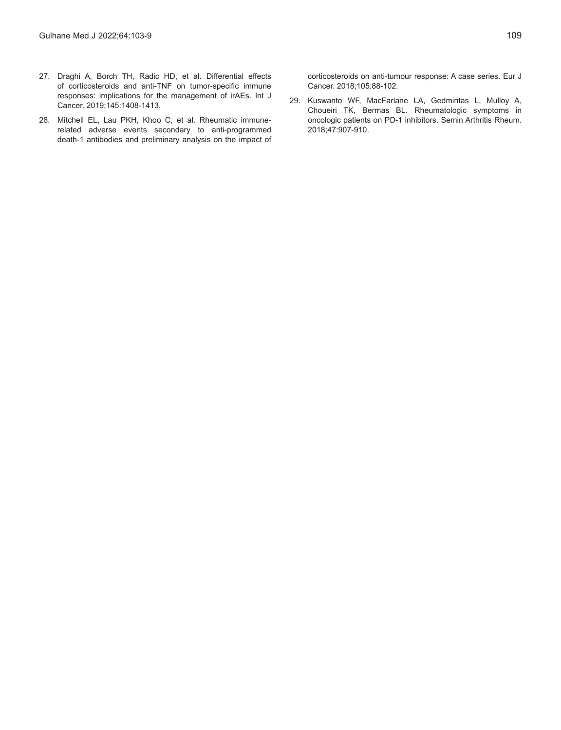27. Draghi A, Borch TH, Radic HD, et al. Differential effects of corticosteroids and anti-TNF on tumor-specific immune responses: implications for the management of irAEs. Int J Cancer. 2019;145:1408-1413.

28. Mitchell EL, Lau PKH, Khoo C, et al. Rheumatic immune-related adverse events secondary to anti-programmed death-1 antibodies and preliminary analysis on the impact of corticosteroids on anti-tumour response: A case series. Eur J Cancer. 2018;105:88-102.

29. Kuswanto WF, MacFarlane LA, Gedmintas L, Mulloy A, Choueiri TK, Bermas BL. Rheumatologic symptoms in oncologic patients on PD-1 inhibitors. Semin Arthritis Rheum. 2018;47:907-910.